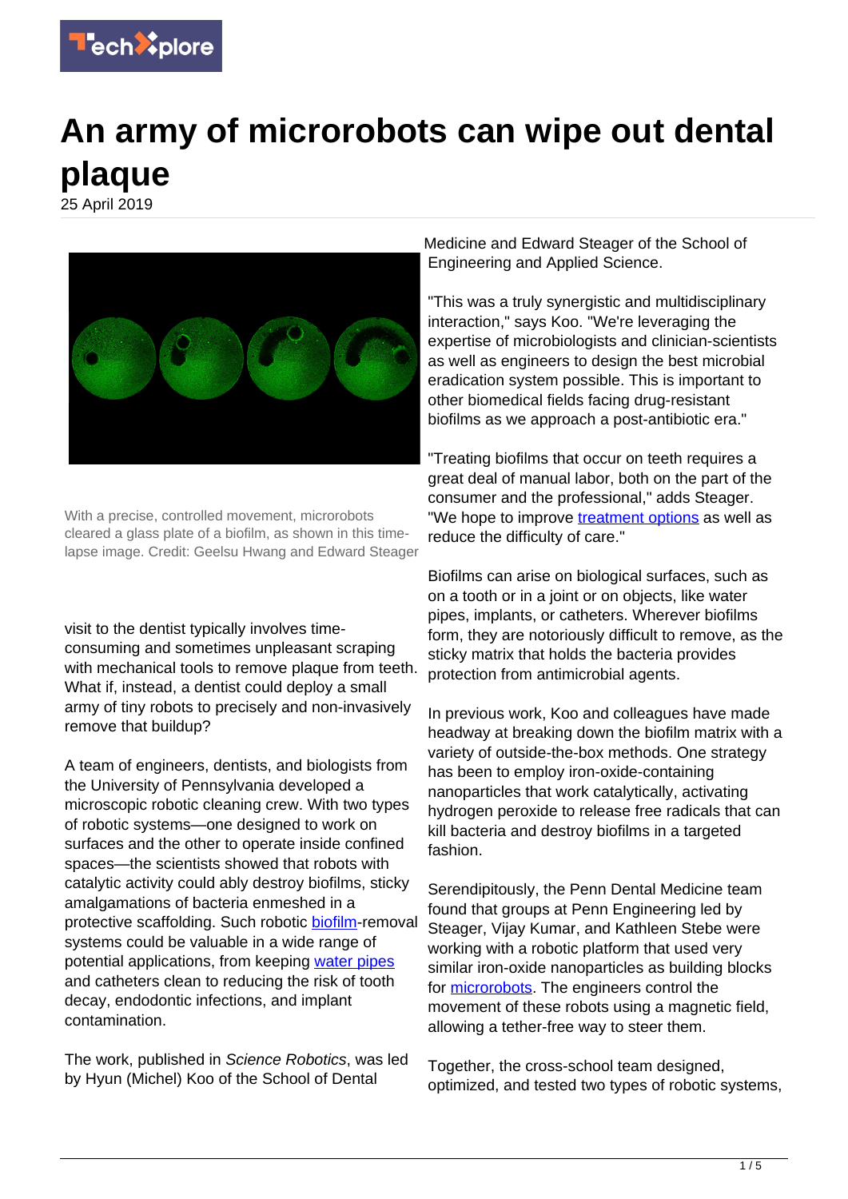# An army of microrobots can wipe out dental plaque

25 April 2019

With a precise, controlled movement, microrobots cleared a glass plate of a biofilm, as shown in this time-lapse image. Credit: Geelsu Hwang and Edward Steager

visit to the dentist typically involves time-consuming and sometimes unpleasant scraping with mechanical tools to remove plaque from teeth. What if, instead, a dentist could deploy a small army of tiny robots to precisely and non-invasively remove that buildup?

A team of engineers, dentists, and biologists from the University of Pennsylvania developed a microscopic robotic cleaning crew. With two types of robotic systems—one designed to work on surfaces and the other to operate inside confined spaces—the scientists showed that robots with catalytic activity could ably destroy biofilms, sticky amalgamations of bacteria enmeshed in a protective scaffolding. Such robotic biofilm-removal systems could be valuable in a wide range of potential applications, from keeping water pipes and catheters clean to reducing the risk of tooth decay, endodontic infections, and implant contamination.

The work, published in *Science Robotics*, was led by Hyun (Michel) Koo of the School of Dental Medicine and Edward Steager of the School of Engineering and Applied Science.

"This was a truly synergistic and multidisciplinary interaction," says Koo. "We're leveraging the expertise of microbiologists and clinician-scientists as well as engineers to design the best microbial eradication system possible. This is important to other biomedical fields facing drug-resistant biofilms as we approach a post-antibiotic era."

"Treating biofilms that occur on teeth requires a great deal of manual labor, both on the part of the consumer and the professional," adds Steager. "We hope to improve treatment options as well as reduce the difficulty of care."

Biofilms can arise on biological surfaces, such as on a tooth or in a joint or on objects, like water pipes, implants, or catheters. Wherever biofilms form, they are notoriously difficult to remove, as the sticky matrix that holds the bacteria provides protection from antimicrobial agents.

In previous work, Koo and colleagues have made headway at breaking down the biofilm matrix with a variety of outside-the-box methods. One strategy has been to employ iron-oxide-containing nanoparticles that work catalytically, activating hydrogen peroxide to release free radicals that can kill bacteria and destroy biofilms in a targeted fashion.

Serendipitously, the Penn Dental Medicine team found that groups at Penn Engineering led by Steager, Vijay Kumar, and Kathleen Stebe were working with a robotic platform that used very similar iron-oxide nanoparticles as building blocks for microrobots. The engineers control the movement of these robots using a magnetic field, allowing a tether-free way to steer them.

Together, the cross-school team designed, optimized, and tested two types of robotic systems,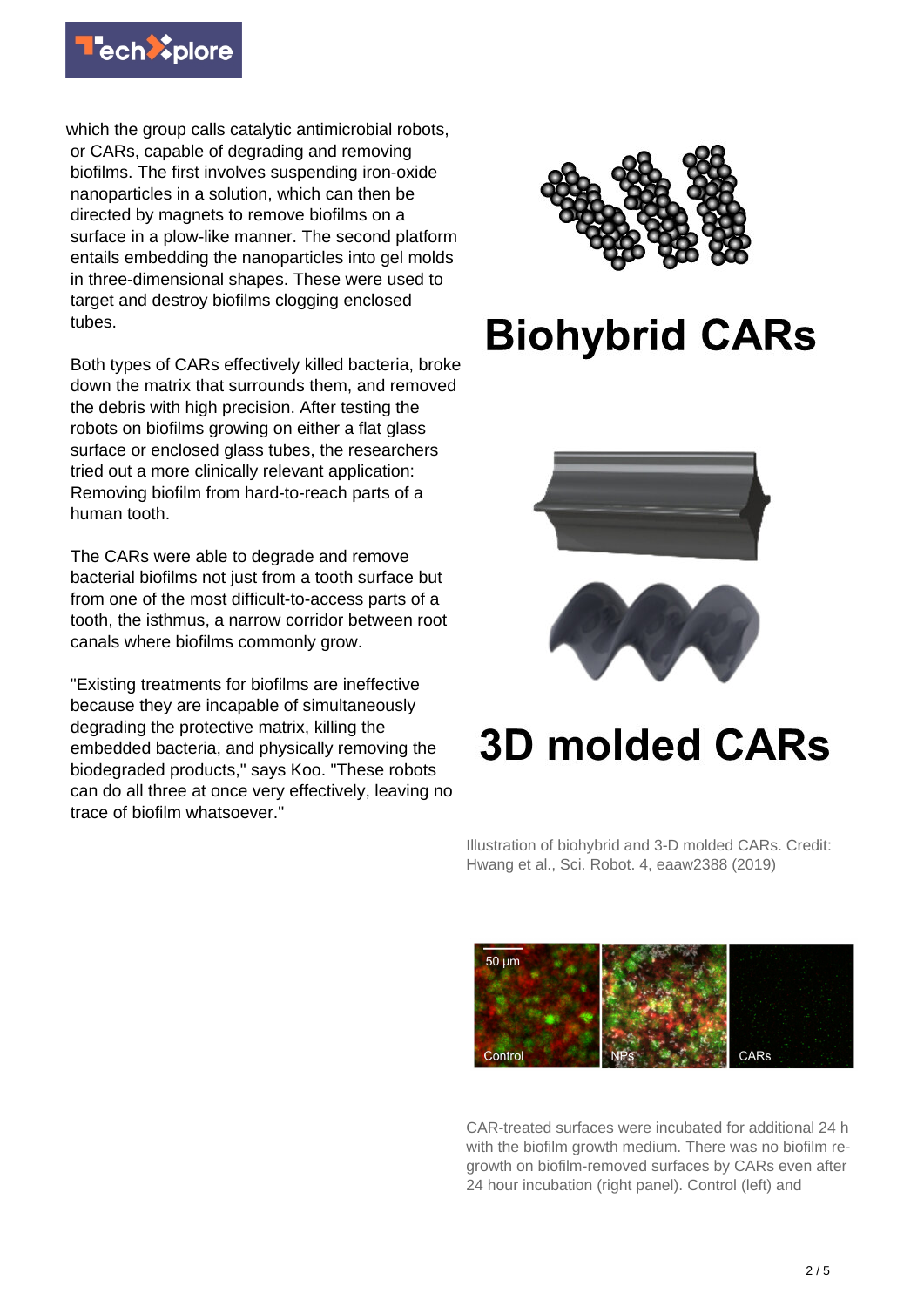which the group calls catalytic antimicrobial robots, or CARs, capable of degrading and removing biofilms. The first involves suspending iron-oxide nanoparticles in a solution, which can then be directed by magnets to remove biofilms on a surface in a plow-like manner. The second platform entails embedding the nanoparticles into gel molds in three-dimensional shapes. These were used to target and destroy biofilms clogging enclosed tubes.

Both types of CARs effectively killed bacteria, broke down the matrix that surrounds them, and removed the debris with high precision. After testing the robots on biofilms growing on either a flat glass surface or enclosed glass tubes, the researchers tried out a more clinically relevant application: Removing biofilm from hard-to-reach parts of a human tooth.

The CARs were able to degrade and remove bacterial biofilms not just from a tooth surface but from one of the most difficult-to-access parts of a tooth, the isthmus, a narrow corridor between root canals where biofilms commonly grow.

"Existing treatments for biofilms are ineffective because they are incapable of simultaneously degrading the protective matrix, killing the embedded bacteria, and physically removing the biodegraded products," says Koo. "These robots can do all three at once very effectively, leaving no trace of biofilm whatsoever."

Illustration of biohybrid and 3-D molded CARs. Credit: Hwang et al., Sci. Robot. 4, eaaw2388 (2019)

CAR-treated surfaces were incubated for additional 24 h with the biofilm growth medium. There was no biofilm re-growth on biofilm-removed surfaces by CARs even after 24 hour incubation (right panel). Control (left) and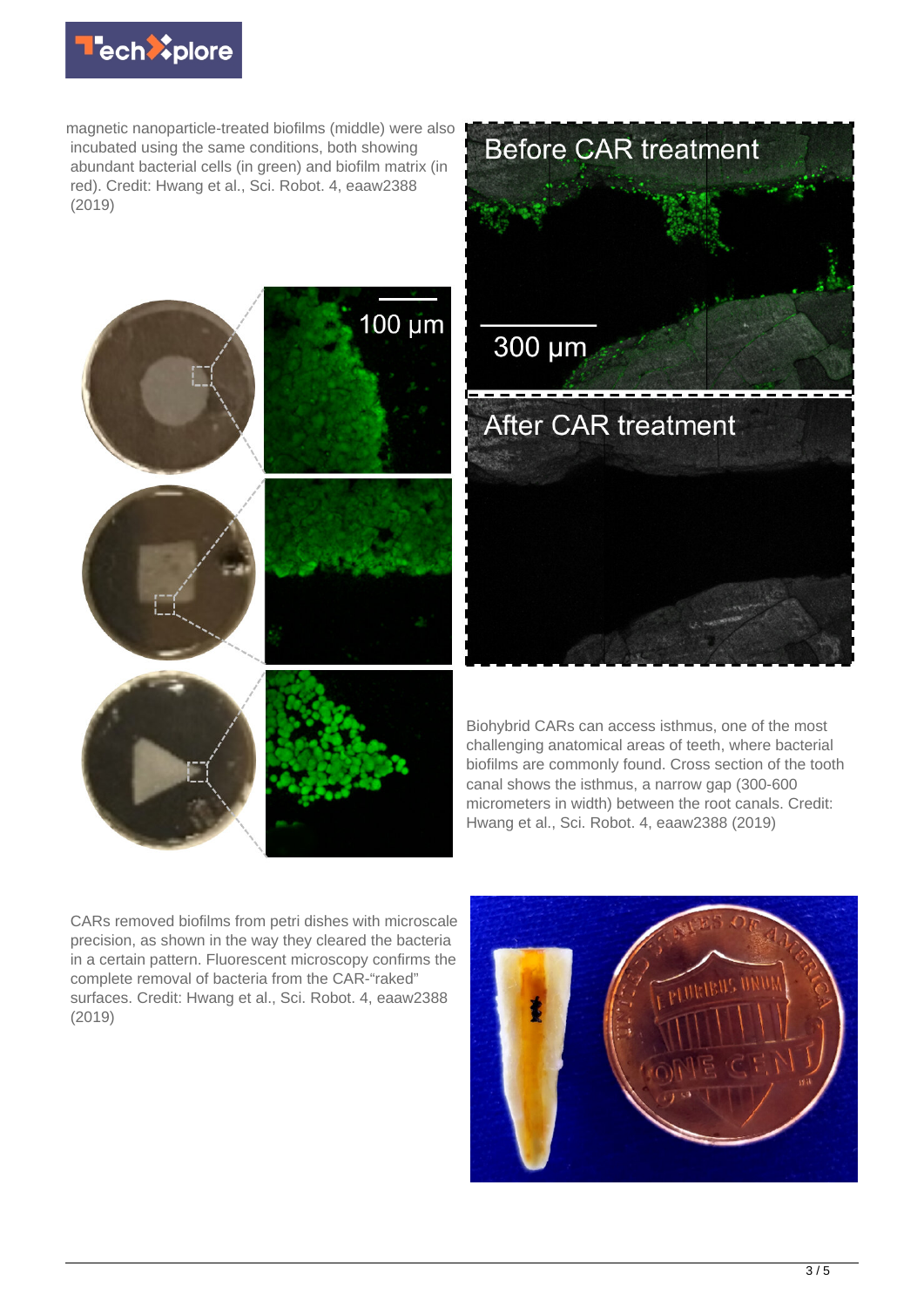magnetic nanoparticle-treated biofilms (middle) were also incubated using the same conditions, both showing abundant bacterial cells (in green) and biofilm matrix (in red). Credit: Hwang et al., Sci. Robot. 4, eaaw2388 (2019)

Biohybrid CARs can access isthmus, one of the most challenging anatomical areas of teeth, where bacterial biofilms are commonly found. Cross section of the tooth canal shows the isthmus, a narrow gap (300-600 micrometers in width) between the root canals. Credit: Hwang et al., Sci. Robot. 4, eaaw2388 (2019)

CARs removed biofilms from petri dishes with microscale precision, as shown in the way they cleared the bacteria in a certain pattern. Fluorescent microscopy confirms the complete removal of bacteria from the CAR-"raked" surfaces. Credit: Hwang et al., Sci. Robot. 4, eaaw2388 (2019)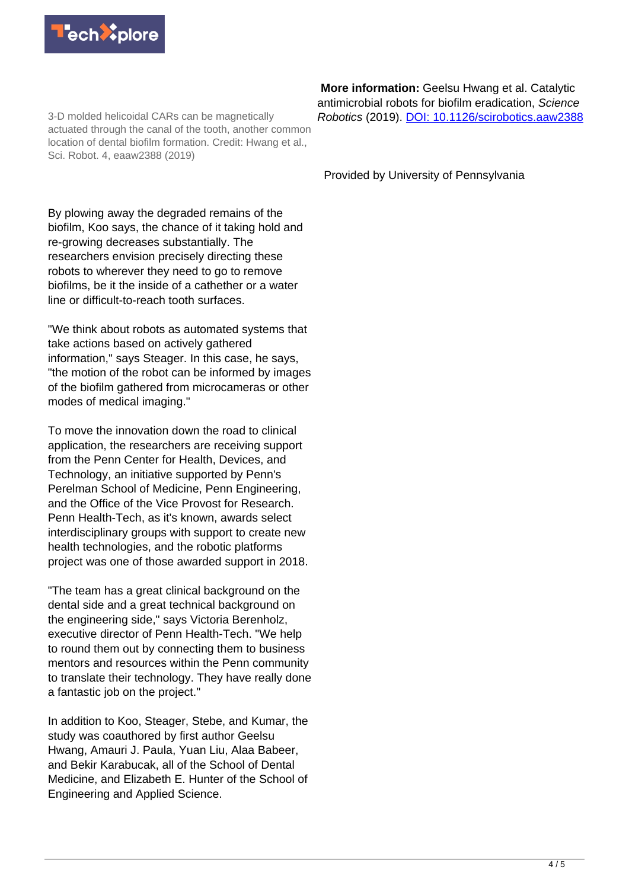3-D molded helicoidal CARs can be magnetically actuated through the canal of the tooth, another common location of dental biofilm formation. Credit: Hwang et al., Sci. Robot. 4, eaaw2388 (2019)

By plowing away the degraded remains of the biofilm, Koo says, the chance of it taking hold and re-growing decreases substantially. The researchers envision precisely directing these robots to wherever they need to go to remove biofilms, be it the inside of a cathether or a water line or difficult-to-reach tooth surfaces.

"We think about robots as automated systems that take actions based on actively gathered information," says Steager. In this case, he says, "the motion of the robot can be informed by images of the biofilm gathered from microcameras or other modes of medical imaging."

To move the innovation down the road to clinical application, the researchers are receiving support from the Penn Center for Health, Devices, and Technology, an initiative supported by Penn's Perelman School of Medicine, Penn Engineering, and the Office of the Vice Provost for Research. Penn Health-Tech, as it's known, awards select interdisciplinary groups with support to create new health technologies, and the robotic platforms project was one of those awarded support in 2018.

"The team has a great clinical background on the dental side and a great technical background on the engineering side," says Victoria Berenholz, executive director of Penn Health-Tech. "We help to round them out by connecting them to business mentors and resources within the Penn community to translate their technology. They have really done a fantastic job on the project."

In addition to Koo, Steager, Stebe, and Kumar, the study was coauthored by first author Geelsu Hwang, Amauri J. Paula, Yuan Liu, Alaa Babeer, and Bekir Karabucak, all of the School of Dental Medicine, and Elizabeth E. Hunter of the School of Engineering and Applied Science.

**More information:** Geelsu Hwang et al. Catalytic antimicrobial robots for biofilm eradication, *Science Robotics* (2019). DOI: 10.1126/scirobotics.aaw2388

Provided by University of Pennsylvania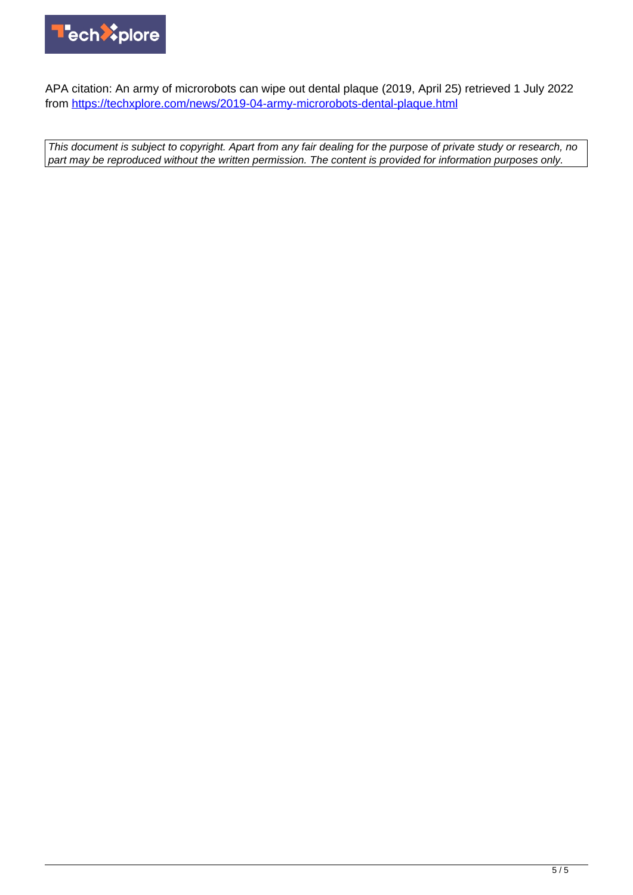APA citation: An army of microrobots can wipe out dental plaque (2019, April 25) retrieved 1 July 2022 from https://techxplore.com/news/2019-04-army-microrobots-dental-plaque.html

*This document is subject to copyright. Apart from any fair dealing for the purpose of private study or research, no part may be reproduced without the written permission. The content is provided for information purposes only.*